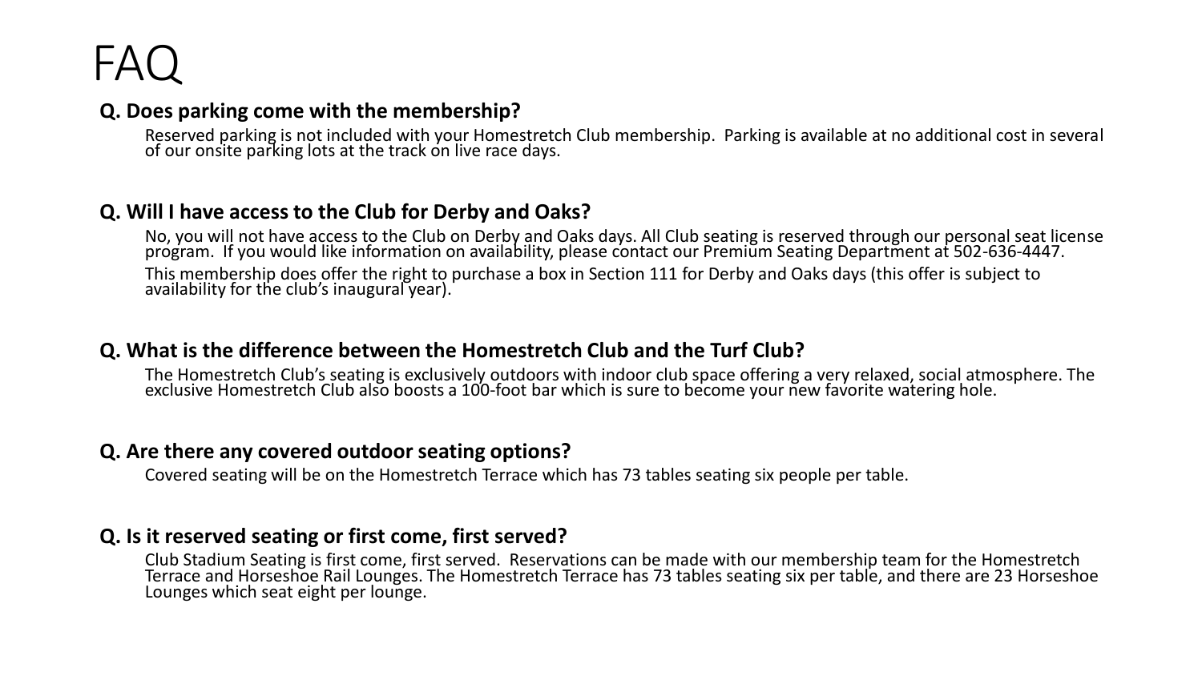# FAQ

**Q. Does parking come with the membership?**

Reserved parking is not included with your Homestretch Club membership. Parking is available at no additional cost in several of our onsite parking lots at the track on live race days.

**Q. Will I have access to the Club for Derby and Oaks?**

No, you will not have access to the Club on Derby and Oaks days. All Club seating is reserved through our personal seat license program. If you would like information on availability, please contact our Premium Seating Department at 502-636-4447.

This membership does offer the right to purchase a box in Section 111 for Derby and Oaks days (this offer is subject to availability for the club's inaugural year).

**Q. What is the difference between the Homestretch Club and the Turf Club?**

The Homestretch Club's seating is exclusively outdoors with indoor club space offering a very relaxed, social atmosphere. The exclusive Homestretch Club also boosts a 100-foot bar which is sure to become your new favorite watering hole.

**Q. Are there any covered outdoor seating options?**

Covered seating will be on the Homestretch Terrace which has 73 tables seating six people per table.

**Q. Is it reserved seating or first come, first served?**

Club Stadium Seating is first come, first served. Reservations can be made with our membership team for the Homestretch Terrace and Horseshoe Rail Lounges. The Homestretch Terrace has 73 tables seating six per table, and there are 23 Horseshoe Lounges which seat eight per lounge.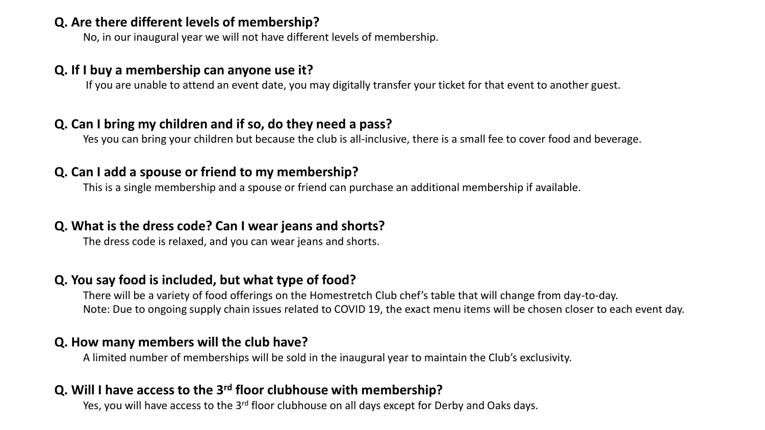**Q. Are there different levels of membership?**

No, in our inaugural year we will not have different levels of membership.

**Q. If I buy a membership can anyone use it?**

If you are unable to attend an event date, you may digitally transfer your ticket for that event to another guest.

**Q. Can I bring my children and if so, do they need a pass?**

Yes you can bring your children but because the club is all-inclusive, there is a small fee to cover food and beverage.

**Q. Can I add a spouse or friend to my membership?**

This is a single membership and a spouse or friend can purchase an additional membership if available.

**Q. What is the dress code? Can I wear jeans and shorts?**

The dress code is relaxed, and you can wear jeans and shorts.

**Q. You say food is included, but what type of food?**

There will be a variety of food offerings on the Homestretch Club chef's table that will change from day-to-day.
Note: Due to ongoing supply chain issues related to COVID 19, the exact menu items will be chosen closer to each event day.

**Q. How many members will the club have?**

A limited number of memberships will be sold in the inaugural year to maintain the Club's exclusivity.

**Q. Will I have access to the 3rd floor clubhouse with membership?**

Yes, you will have access to the 3rd floor clubhouse on all days except for Derby and Oaks days.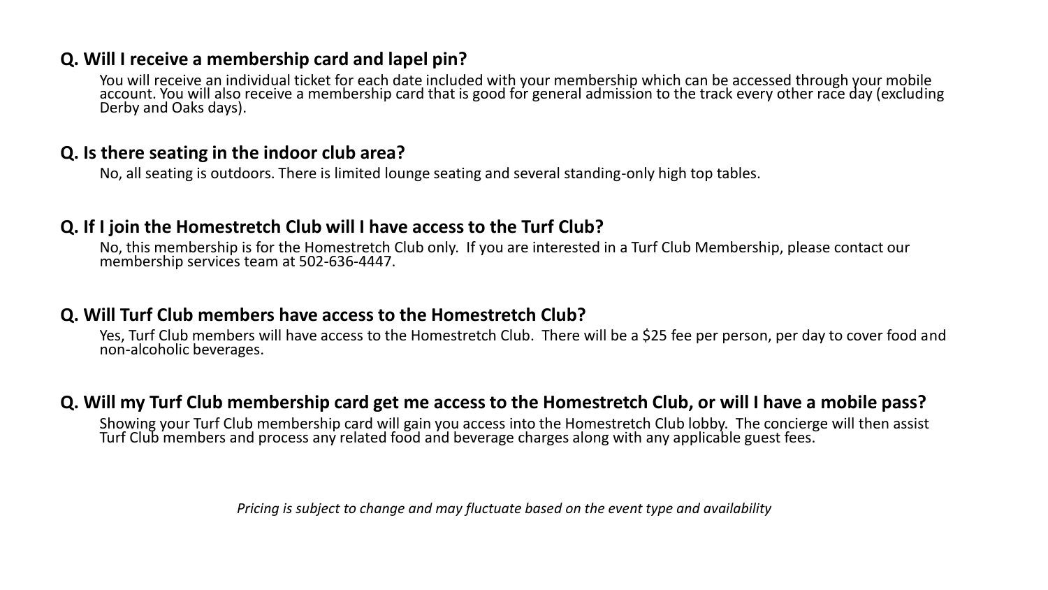**Q. Will I receive a membership card and lapel pin?**

You will receive an individual ticket for each date included with your membership which can be accessed through your mobile account. You will also receive a membership card that is good for general admission to the track every other race day (excluding Derby and Oaks days).

**Q. Is there seating in the indoor club area?**

No, all seating is outdoors. There is limited lounge seating and several standing-only high top tables.

**Q. If I join the Homestretch Club will I have access to the Turf Club?**

No, this membership is for the Homestretch Club only. If you are interested in a Turf Club Membership, please contact our membership services team at 502-636-4447.

**Q. Will Turf Club members have access to the Homestretch Club?**

Yes, Turf Club members will have access to the Homestretch Club. There will be a $25 fee per person, per day to cover food and non-alcoholic beverages.

**Q. Will my Turf Club membership card get me access to the Homestretch Club, or will I have a mobile pass?**

Showing your Turf Club membership card will gain you access into the Homestretch Club lobby. The concierge will then assist Turf Club members and process any related food and beverage charges along with any applicable guest fees.

*Pricing is subject to change and may fluctuate based on the event type and availability*